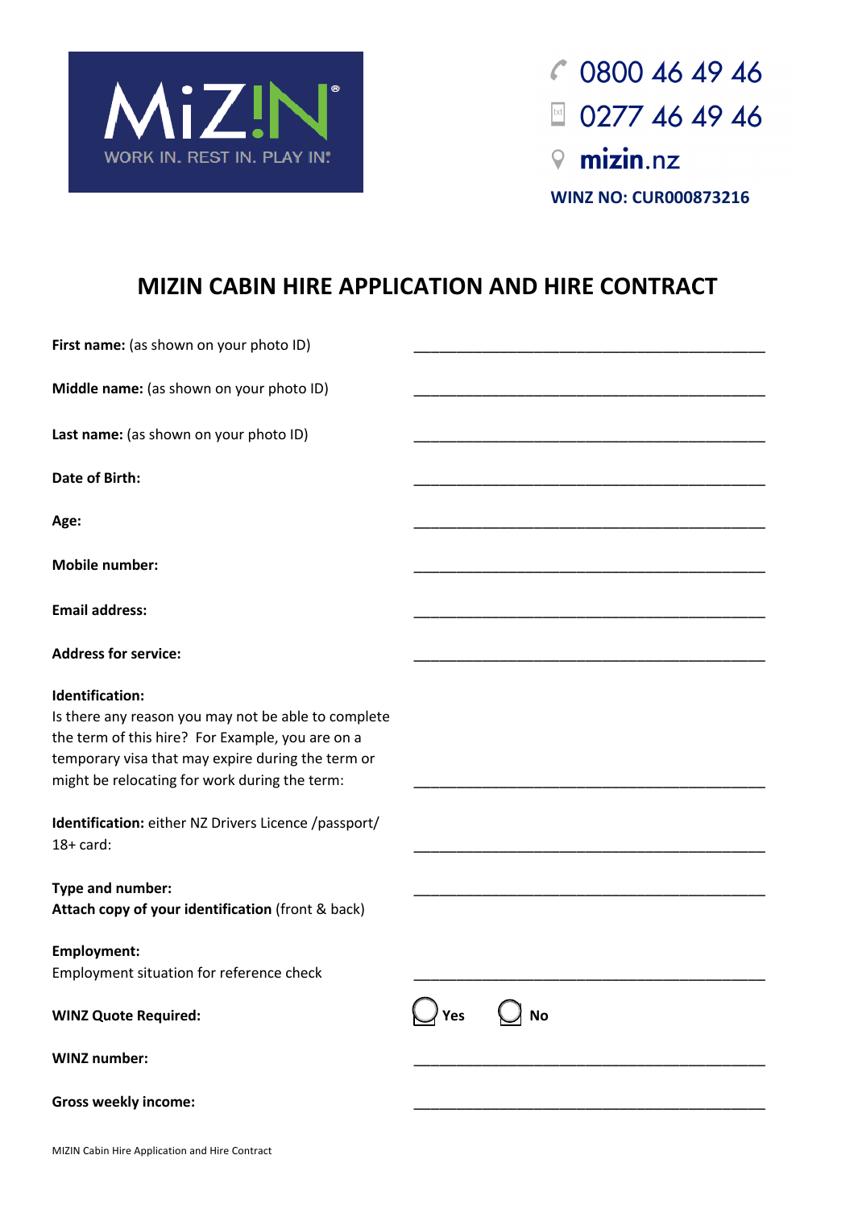MiZ!N
WORK IN. REST IN. PLAY IN!

0800 46 49 46
0277 46 49 46
mizin.nz
**WINZ NO: CUR000873216**

# MIZIN CABIN HIRE APPLICATION AND HIRE CONTRACT

**First name:** (as shown on your photo ID) ____________________________________________

**Middle name:** (as shown on your photo ID) ____________________________________________

**Last name:** (as shown on your photo ID) ____________________________________________

**Date of Birth:** ____________________________________________

**Age:** ____________________________________________

**Mobile number:** ____________________________________________

**Email address:** ____________________________________________

**Address for service:** ____________________________________________

**Identification:**
Is there any reason you may not be able to complete the term of this hire? For Example, you are on a temporary visa that may expire during the term or might be relocating for work during the term: ____________________________________________

**Identification:** either NZ Drivers Licence /passport/ 18+ card: ____________________________________________

**Type and number:** ____________________________________________
**Attach copy of your identification** (front & back)

**Employment:**
Employment situation for reference check ____________________________________________

**WINZ Quote Required:** ◯ **Yes** ◯ **No**

**WINZ number:** ____________________________________________

**Gross weekly income:** ____________________________________________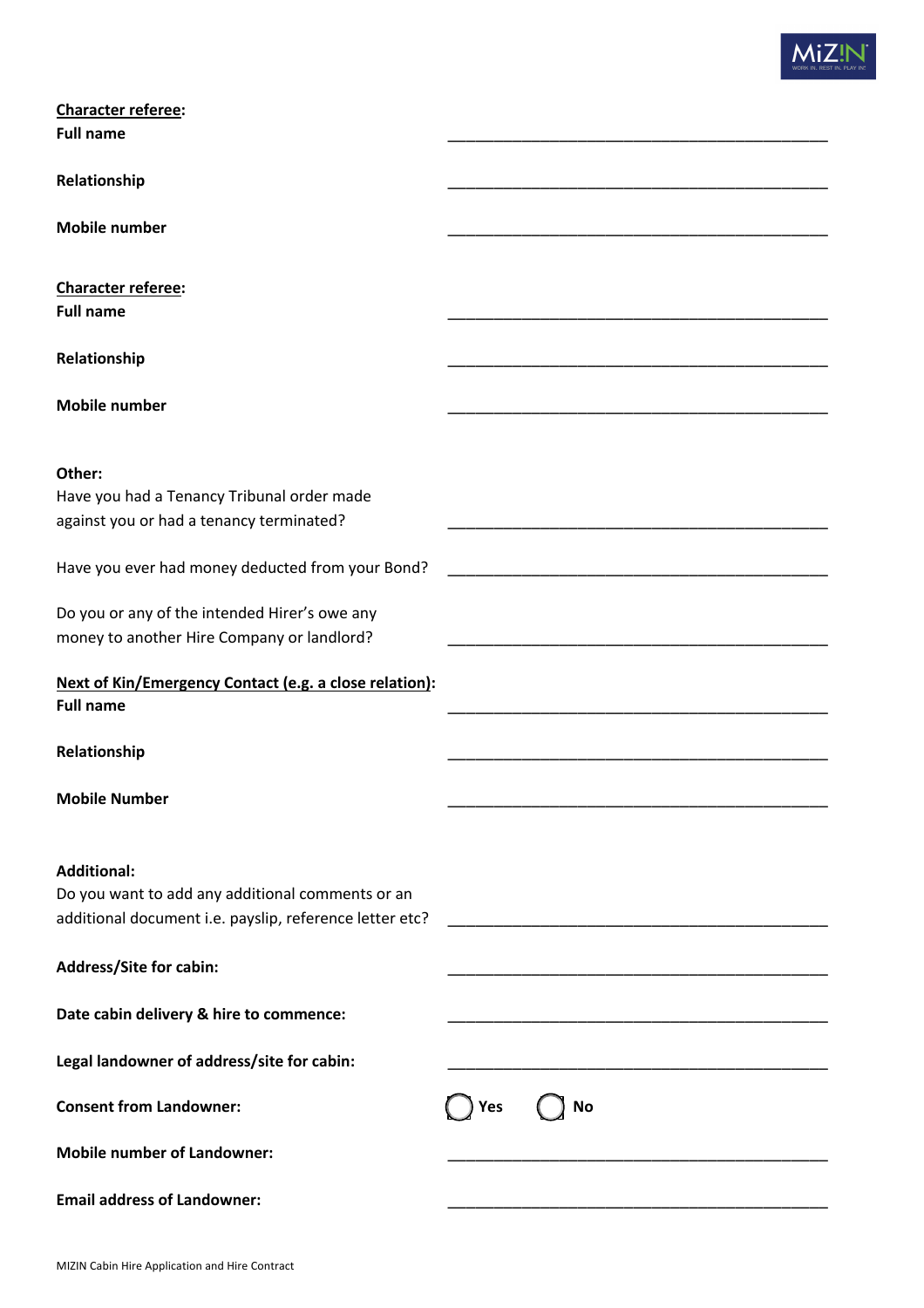**Character referee:**

**Full name** \_\_\_\_\_\_\_\_\_\_\_\_\_\_\_\_\_\_\_\_\_\_\_\_\_\_\_\_\_\_\_\_\_\_\_\_\_\_\_\_

**Relationship** \_\_\_\_\_\_\_\_\_\_\_\_\_\_\_\_\_\_\_\_\_\_\_\_\_\_\_\_\_\_\_\_\_\_\_\_\_\_\_\_

**Mobile number** \_\_\_\_\_\_\_\_\_\_\_\_\_\_\_\_\_\_\_\_\_\_\_\_\_\_\_\_\_\_\_\_\_\_\_\_\_\_\_\_

**Character referee:**

**Full name** \_\_\_\_\_\_\_\_\_\_\_\_\_\_\_\_\_\_\_\_\_\_\_\_\_\_\_\_\_\_\_\_\_\_\_\_\_\_\_\_

**Relationship** \_\_\_\_\_\_\_\_\_\_\_\_\_\_\_\_\_\_\_\_\_\_\_\_\_\_\_\_\_\_\_\_\_\_\_\_\_\_\_\_

**Mobile number** \_\_\_\_\_\_\_\_\_\_\_\_\_\_\_\_\_\_\_\_\_\_\_\_\_\_\_\_\_\_\_\_\_\_\_\_\_\_\_\_

**Other:**

Have you had a Tenancy Tribunal order made against you or had a tenancy terminated? \_\_\_\_\_\_\_\_\_\_\_\_\_\_\_\_\_\_\_\_\_\_\_\_\_\_\_\_\_\_\_\_\_\_\_\_\_\_\_\_

Have you ever had money deducted from your Bond? \_\_\_\_\_\_\_\_\_\_\_\_\_\_\_\_\_\_\_\_\_\_\_\_\_\_\_\_\_\_\_\_\_\_\_\_\_\_\_\_

Do you or any of the intended Hirer's owe any money to another Hire Company or landlord? \_\_\_\_\_\_\_\_\_\_\_\_\_\_\_\_\_\_\_\_\_\_\_\_\_\_\_\_\_\_\_\_\_\_\_\_\_\_\_\_

**Next of Kin/Emergency Contact (e.g. a close relation):**

**Full name** \_\_\_\_\_\_\_\_\_\_\_\_\_\_\_\_\_\_\_\_\_\_\_\_\_\_\_\_\_\_\_\_\_\_\_\_\_\_\_\_

**Relationship** \_\_\_\_\_\_\_\_\_\_\_\_\_\_\_\_\_\_\_\_\_\_\_\_\_\_\_\_\_\_\_\_\_\_\_\_\_\_\_\_

**Mobile Number** \_\_\_\_\_\_\_\_\_\_\_\_\_\_\_\_\_\_\_\_\_\_\_\_\_\_\_\_\_\_\_\_\_\_\_\_\_\_\_\_

**Additional:**

Do you want to add any additional comments or an additional document i.e. payslip, reference letter etc? \_\_\_\_\_\_\_\_\_\_\_\_\_\_\_\_\_\_\_\_\_\_\_\_\_\_\_\_\_\_\_\_\_\_\_\_\_\_\_\_

**Address/Site for cabin:** \_\_\_\_\_\_\_\_\_\_\_\_\_\_\_\_\_\_\_\_\_\_\_\_\_\_\_\_\_\_\_\_\_\_\_\_\_\_\_\_

**Date cabin delivery & hire to commence:** \_\_\_\_\_\_\_\_\_\_\_\_\_\_\_\_\_\_\_\_\_\_\_\_\_\_\_\_\_\_\_\_\_\_\_\_\_\_\_\_

**Legal landowner of address/site for cabin:** \_\_\_\_\_\_\_\_\_\_\_\_\_\_\_\_\_\_\_\_\_\_\_\_\_\_\_\_\_\_\_\_\_\_\_\_\_\_\_\_

**Consent from Landowner:** ◯ **Yes** ◯ **No**

**Mobile number of Landowner:** \_\_\_\_\_\_\_\_\_\_\_\_\_\_\_\_\_\_\_\_\_\_\_\_\_\_\_\_\_\_\_\_\_\_\_\_\_\_\_\_

**Email address of Landowner:** \_\_\_\_\_\_\_\_\_\_\_\_\_\_\_\_\_\_\_\_\_\_\_\_\_\_\_\_\_\_\_\_\_\_\_\_\_\_\_\_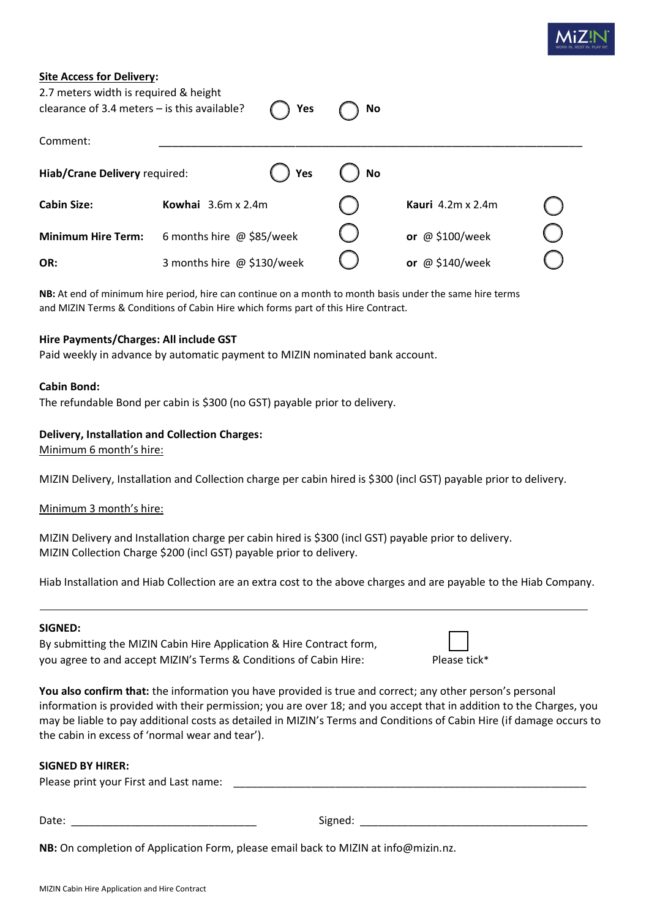**Site Access for Delivery:**

2.7 meters width is required & height clearance of 3.4 meters – is this available? ◯ **Yes** ◯ **No**

Comment: ______________________________________________________________________________

**Hiab/Crane Delivery** required: ◯ **Yes** ◯ **No**

| | | | | |
|---|---|---|---|---|
| **Cabin Size:** | **Kowhai** 3.6m x 2.4m | ◯ | **Kauri** 4.2m x 2.4m | ◯ |
| **Minimum Hire Term:** | 6 months hire @ $85/week | ◯ | **or** @ $100/week | ◯ |
| **OR:** | 3 months hire @ $130/week | ◯ | **or** @ $140/week | ◯ |

**NB:** At end of minimum hire period, hire can continue on a month to month basis under the same hire terms and MIZIN Terms & Conditions of Cabin Hire which forms part of this Hire Contract.

**Hire Payments/Charges: All include GST**

Paid weekly in advance by automatic payment to MIZIN nominated bank account.

**Cabin Bond:**

The refundable Bond per cabin is $300 (no GST) payable prior to delivery.

**Delivery, Installation and Collection Charges:**

Minimum 6 month's hire:

MIZIN Delivery, Installation and Collection charge per cabin hired is $300 (incl GST) payable prior to delivery.

Minimum 3 month's hire:

MIZIN Delivery and Installation charge per cabin hired is $300 (incl GST) payable prior to delivery.
MIZIN Collection Charge $200 (incl GST) payable prior to delivery.

Hiab Installation and Hiab Collection are an extra cost to the above charges and are payable to the Hiab Company.

---

**SIGNED:**

By submitting the MIZIN Cabin Hire Application & Hire Contract form, you agree to and accept MIZIN's Terms & Conditions of Cabin Hire: ☐ Please tick*

**You also confirm that:** the information you have provided is true and correct; any other person's personal information is provided with their permission; you are over 18; and you accept that in addition to the Charges, you may be liable to pay additional costs as detailed in MIZIN's Terms and Conditions of Cabin Hire (if damage occurs to the cabin in excess of 'normal wear and tear').

**SIGNED BY HIRER:**

Please print your First and Last name: ______________________________________________

Date: ______________________________ Signed: ______________________________________

**NB:** On completion of Application Form, please email back to MIZIN at info@mizin.nz.